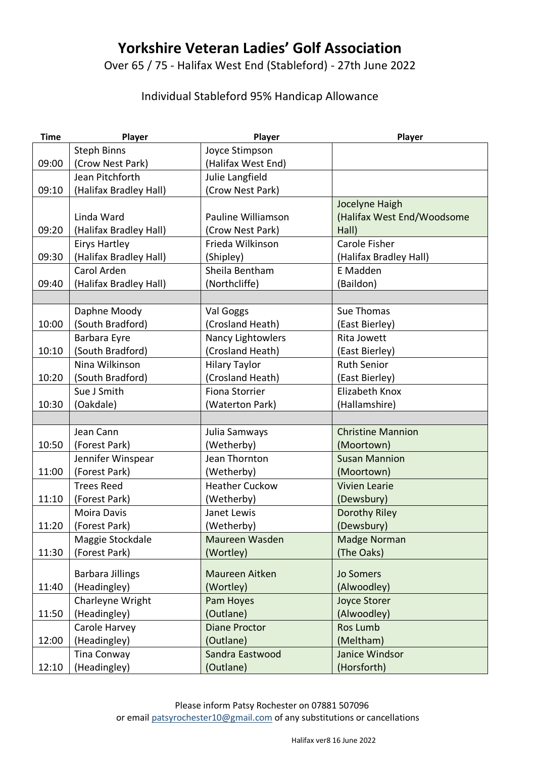# Yorkshire Veteran Ladies' Golf Association

Over 65 / 75 - Halifax West End (Stableford) - 27th June 2022

Individual Stableford 95% Handicap Allowance

| Time | Player | Player | Player |
|---|---|---|---|
| 09:00 | Steph Binns (Crow Nest Park) | Joyce Stimpson (Halifax West End) | |
| 09:10 | Jean Pitchforth (Halifax Bradley Hall) | Julie Langfield (Crow Nest Park) | |
| 09:20 | Linda Ward (Halifax Bradley Hall) | Pauline Williamson (Crow Nest Park) | Jocelyne Haigh (Halifax West End/Woodsome Hall) |
| 09:30 | Eirys Hartley (Halifax Bradley Hall) | Frieda Wilkinson (Shipley) | Carole Fisher (Halifax Bradley Hall) |
| 09:40 | Carol Arden (Halifax Bradley Hall) | Sheila Bentham (Northcliffe) | E Madden (Baildon) |
| | | | |
| 10:00 | Daphne Moody (South Bradford) | Val Goggs (Crosland Heath) | Sue Thomas (East Bierley) |
| 10:10 | Barbara Eyre (South Bradford) | Nancy Lightowlers (Crosland Heath) | Rita Jowett (East Bierley) |
| 10:20 | Nina Wilkinson (South Bradford) | Hilary Taylor (Crosland Heath) | Ruth Senior (East Bierley) |
| 10:30 | Sue J Smith (Oakdale) | Fiona Storrier (Waterton Park) | Elizabeth Knox (Hallamshire) |
| | | | |
| 10:50 | Jean Cann (Forest Park) | Julia Samways (Wetherby) | Christine Mannion (Moortown) |
| 11:00 | Jennifer Winspear (Forest Park) | Jean Thornton (Wetherby) | Susan Mannion (Moortown) |
| 11:10 | Trees Reed (Forest Park) | Heather Cuckow (Wetherby) | Vivien Learie (Dewsbury) |
| 11:20 | Moira Davis (Forest Park) | Janet Lewis (Wetherby) | Dorothy Riley (Dewsbury) |
| 11:30 | Maggie Stockdale (Forest Park) | Maureen Wasden (Wortley) | Madge Norman (The Oaks) |
| 11:40 | Barbara Jillings (Headingley) | Maureen Aitken (Wortley) | Jo Somers (Alwoodley) |
| 11:50 | Charleyne Wright (Headingley) | Pam Hoyes (Outlane) | Joyce Storer (Alwoodley) |
| 12:00 | Carole Harvey (Headingley) | Diane Proctor (Outlane) | Ros Lumb (Meltham) |
| 12:10 | Tina Conway (Headingley) | Sandra Eastwood (Outlane) | Janice Windsor (Horsforth) |

Please inform Patsy Rochester on 07881 507096
or email patsyrochester10@gmail.com of any substitutions or cancellations

Halifax ver8 16 June 2022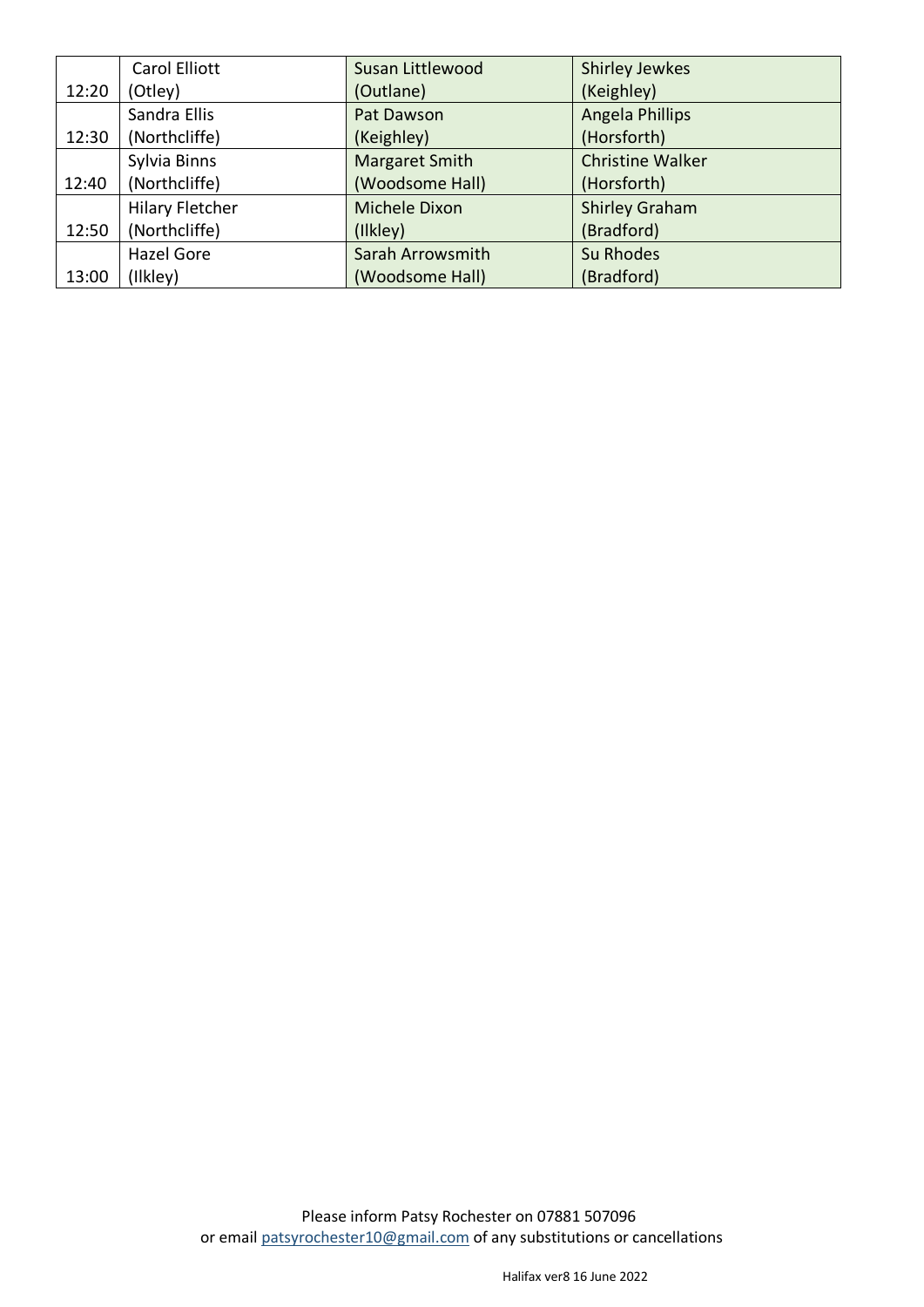| | | | |
|---|---|---|---|
| 12:20 | Carol Elliott (Otley) | Susan Littlewood (Outlane) | Shirley Jewkes (Keighley) |
| 12:30 | Sandra Ellis (Northcliffe) | Pat Dawson (Keighley) | Angela Phillips (Horsforth) |
| 12:40 | Sylvia Binns (Northcliffe) | Margaret Smith (Woodsome Hall) | Christine Walker (Horsforth) |
| 12:50 | Hilary Fletcher (Northcliffe) | Michele Dixon (Ilkley) | Shirley Graham (Bradford) |
| 13:00 | Hazel Gore (Ilkley) | Sarah Arrowsmith (Woodsome Hall) | Su Rhodes (Bradford) |

Please inform Patsy Rochester on 07881 507096
or email patsyrochester10@gmail.com of any substitutions or cancellations

Halifax ver8 16 June 2022